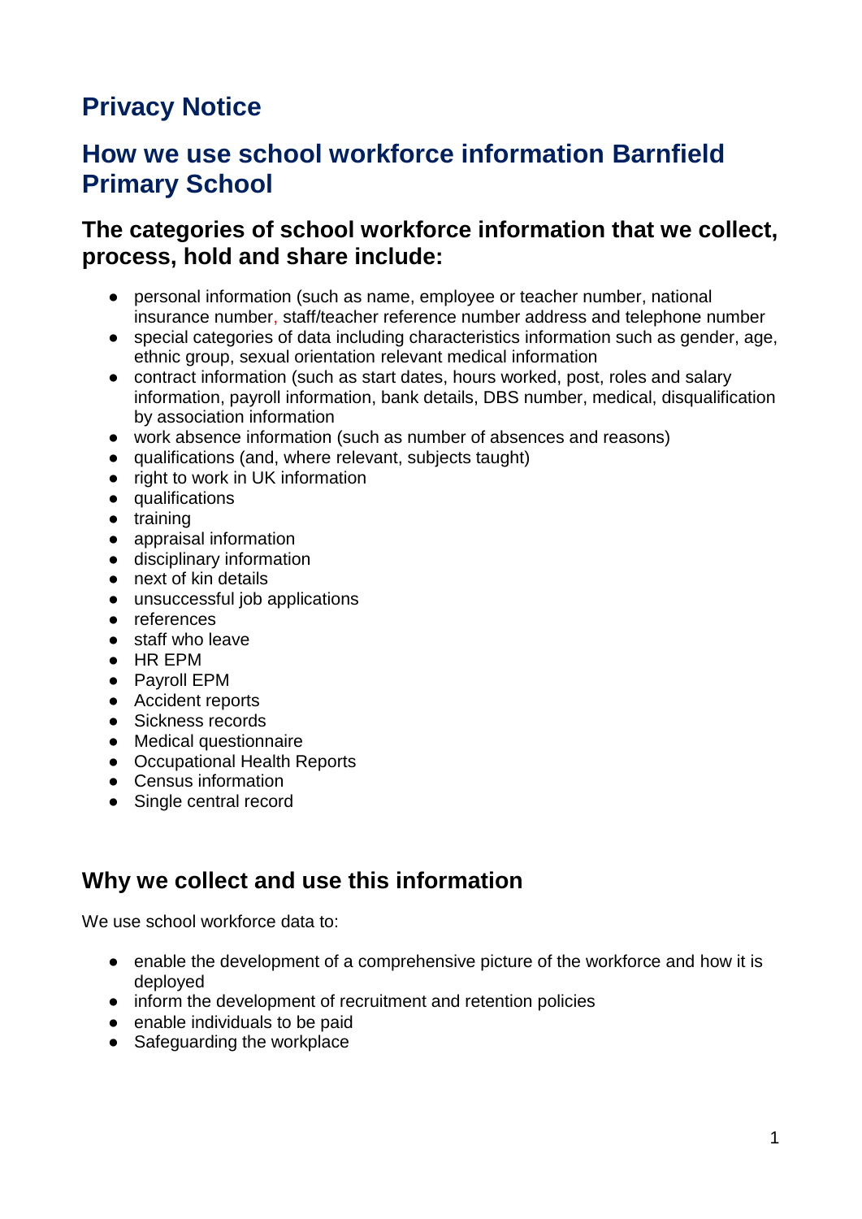# Privacy Notice

# How we use school workforce information Barnfield Primary School

## The categories of school workforce information that we collect, process, hold and share include:

- personal information (such as name, employee or teacher number, national insurance number, staff/teacher reference number address and telephone number
- special categories of data including characteristics information such as gender, age, ethnic group, sexual orientation relevant medical information
- contract information (such as start dates, hours worked, post, roles and salary information, payroll information, bank details, DBS number, medical, disqualification by association information
- work absence information (such as number of absences and reasons)
- qualifications (and, where relevant, subjects taught)
- right to work in UK information
- qualifications
- training
- appraisal information
- disciplinary information
- next of kin details
- unsuccessful job applications
- references
- staff who leave
- HR EPM
- Payroll EPM
- Accident reports
- Sickness records
- Medical questionnaire
- Occupational Health Reports
- Census information
- Single central record

## Why we collect and use this information

We use school workforce data to:

- enable the development of a comprehensive picture of the workforce and how it is deployed
- inform the development of recruitment and retention policies
- enable individuals to be paid
- Safeguarding the workplace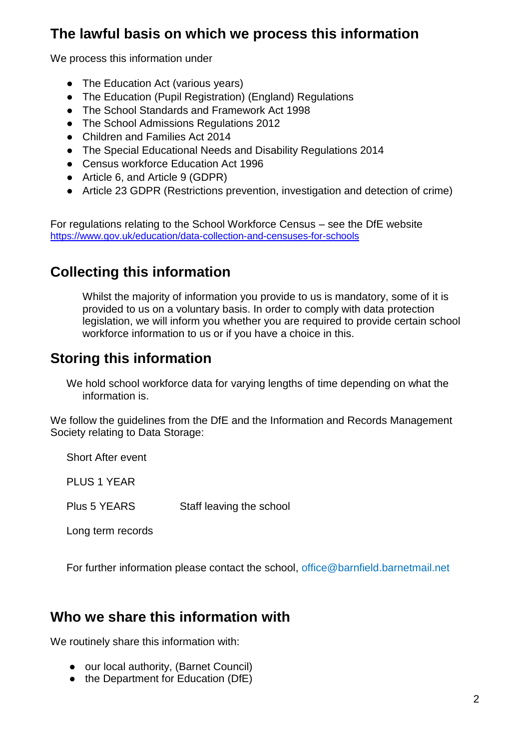## The lawful basis on which we process this information

We process this information under

- The Education Act (various years)
- The Education (Pupil Registration) (England) Regulations
- The School Standards and Framework Act 1998
- The School Admissions Regulations 2012
- Children and Families Act 2014
- The Special Educational Needs and Disability Regulations 2014
- Census workforce Education Act 1996
- Article 6, and Article 9 (GDPR)
- Article 23 GDPR (Restrictions prevention, investigation and detection of crime)

For regulations relating to the School Workforce Census – see the DfE website https://www.gov.uk/education/data-collection-and-censuses-for-schools

## Collecting this information

Whilst the majority of information you provide to us is mandatory, some of it is provided to us on a voluntary basis. In order to comply with data protection legislation, we will inform you whether you are required to provide certain school workforce information to us or if you have a choice in this.

## Storing this information

We hold school workforce data for varying lengths of time depending on what the information is.

We follow the guidelines from the DfE and the Information and Records Management Society relating to Data Storage:

Short After event

PLUS 1 YEAR

Plus 5 YEARS Staff leaving the school

Long term records

For further information please contact the school, office@barnfield.barnetmail.net

## Who we share this information with

We routinely share this information with:

- our local authority, (Barnet Council)
- the Department for Education (DfE)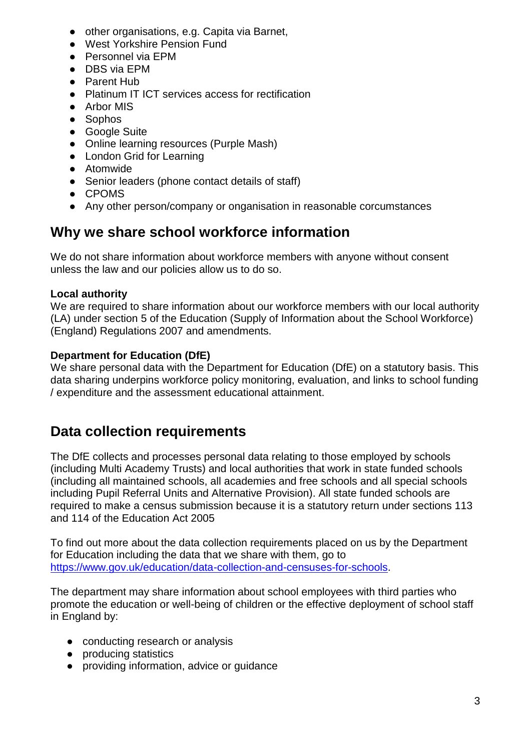- other organisations, e.g. Capita via Barnet,
- West Yorkshire Pension Fund
- Personnel via EPM
- DBS via EPM
- Parent Hub
- Platinum IT ICT services access for rectification
- Arbor MIS
- Sophos
- Google Suite
- Online learning resources (Purple Mash)
- London Grid for Learning
- Atomwide
- Senior leaders (phone contact details of staff)
- CPOMS
- Any other person/company or onganisation in reasonable corcumstances

## Why we share school workforce information

We do not share information about workforce members with anyone without consent unless the law and our policies allow us to do so.

**Local authority**
We are required to share information about our workforce members with our local authority (LA) under section 5 of the Education (Supply of Information about the School Workforce) (England) Regulations 2007 and amendments.

**Department for Education (DfE)**
We share personal data with the Department for Education (DfE) on a statutory basis. This data sharing underpins workforce policy monitoring, evaluation, and links to school funding / expenditure and the assessment educational attainment.

## Data collection requirements

The DfE collects and processes personal data relating to those employed by schools (including Multi Academy Trusts) and local authorities that work in state funded schools (including all maintained schools, all academies and free schools and all special schools including Pupil Referral Units and Alternative Provision). All state funded schools are required to make a census submission because it is a statutory return under sections 113 and 114 of the Education Act 2005

To find out more about the data collection requirements placed on us by the Department for Education including the data that we share with them, go to https://www.gov.uk/education/data-collection-and-censuses-for-schools.

The department may share information about school employees with third parties who promote the education or well-being of children or the effective deployment of school staff in England by:

- conducting research or analysis
- producing statistics
- providing information, advice or guidance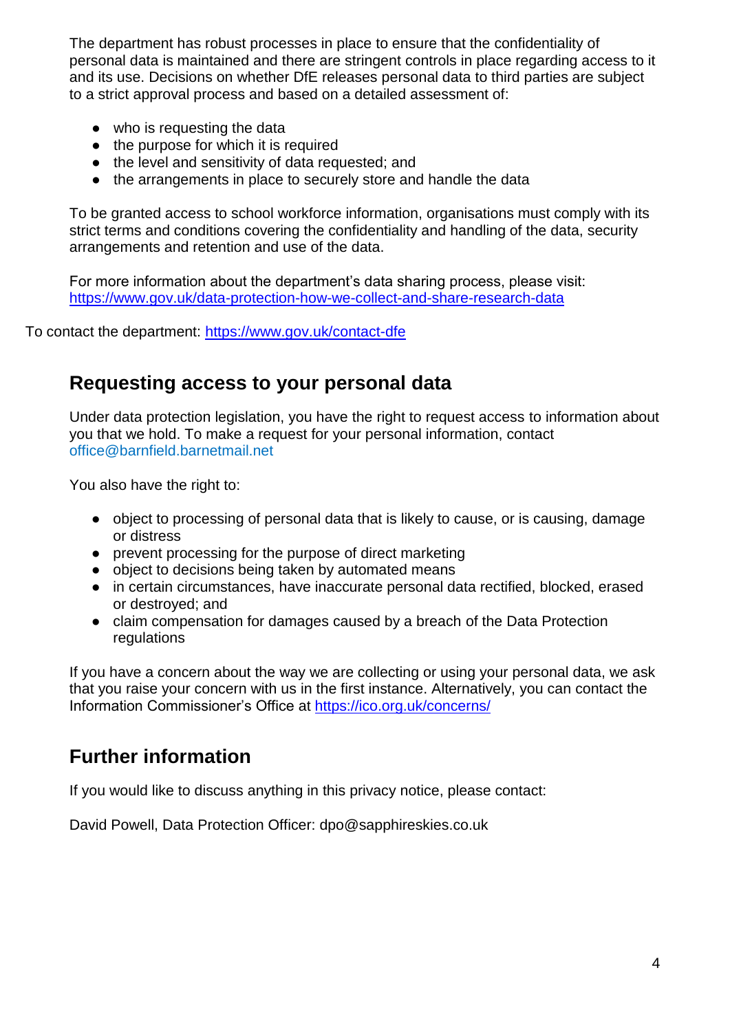The department has robust processes in place to ensure that the confidentiality of personal data is maintained and there are stringent controls in place regarding access to it and its use. Decisions on whether DfE releases personal data to third parties are subject to a strict approval process and based on a detailed assessment of:

- who is requesting the data
- the purpose for which it is required
- the level and sensitivity of data requested; and
- the arrangements in place to securely store and handle the data

To be granted access to school workforce information, organisations must comply with its strict terms and conditions covering the confidentiality and handling of the data, security arrangements and retention and use of the data.

For more information about the department's data sharing process, please visit: https://www.gov.uk/data-protection-how-we-collect-and-share-research-data

To contact the department: https://www.gov.uk/contact-dfe

## Requesting access to your personal data

Under data protection legislation, you have the right to request access to information about you that we hold. To make a request for your personal information, contact office@barnfield.barnetmail.net

You also have the right to:

- object to processing of personal data that is likely to cause, or is causing, damage or distress
- prevent processing for the purpose of direct marketing
- object to decisions being taken by automated means
- in certain circumstances, have inaccurate personal data rectified, blocked, erased or destroyed; and
- claim compensation for damages caused by a breach of the Data Protection regulations

If you have a concern about the way we are collecting or using your personal data, we ask that you raise your concern with us in the first instance. Alternatively, you can contact the Information Commissioner's Office at https://ico.org.uk/concerns/

## Further information

If you would like to discuss anything in this privacy notice, please contact:

David Powell, Data Protection Officer: dpo@sapphireskies.co.uk